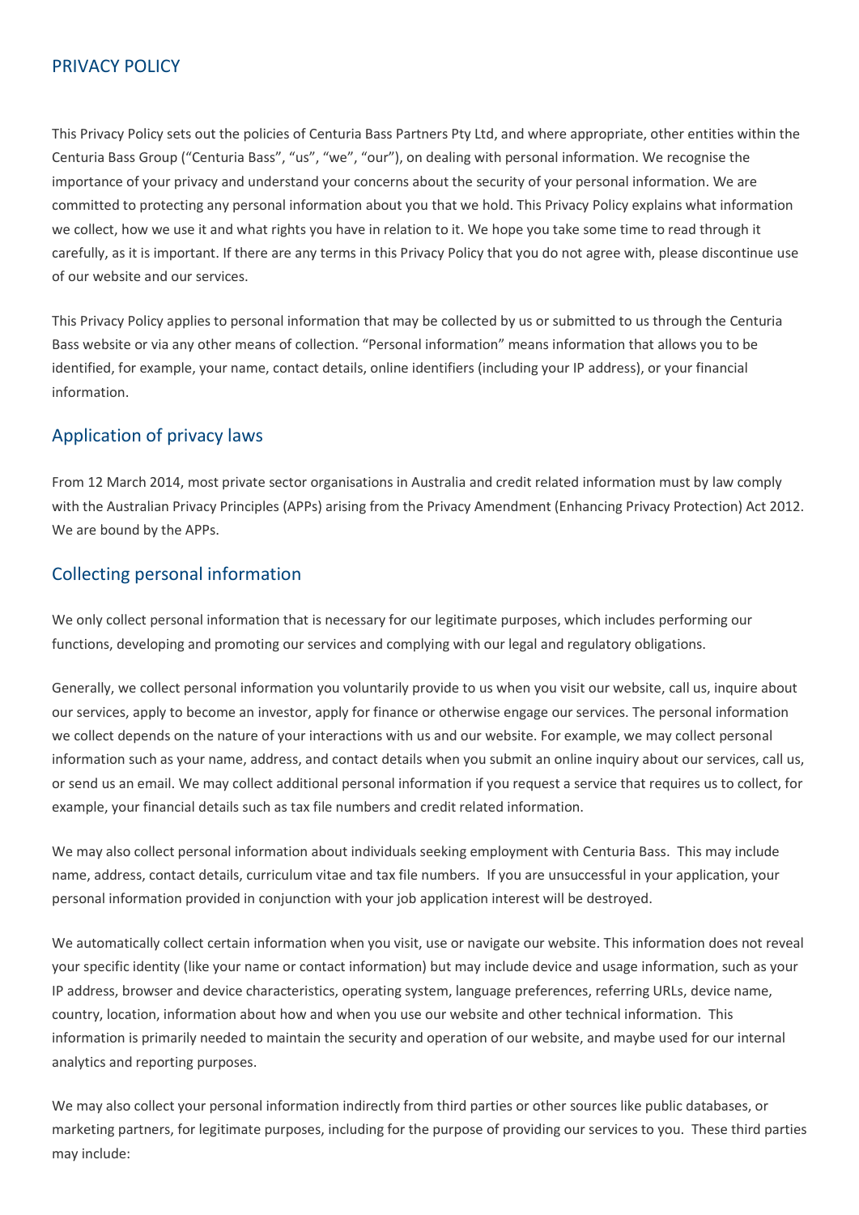# PRIVACY POLICY

This Privacy Policy sets out the policies of Centuria Bass Partners Pty Ltd, and where appropriate, other entities within the Centuria Bass Group ("Centuria Bass", "us", "we", "our"), on dealing with personal information. We recognise the importance of your privacy and understand your concerns about the security of your personal information. We are committed to protecting any personal information about you that we hold. This Privacy Policy explains what information we collect, how we use it and what rights you have in relation to it. We hope you take some time to read through it carefully, as it is important. If there are any terms in this Privacy Policy that you do not agree with, please discontinue use of our website and our services.

This Privacy Policy applies to personal information that may be collected by us or submitted to us through the Centuria Bass website or via any other means of collection. "Personal information" means information that allows you to be identified, for example, your name, contact details, online identifiers (including your IP address), or your financial information.

## Application of privacy laws

From 12 March 2014, most private sector organisations in Australia and credit related information must by law comply with the Australian Privacy Principles (APPs) arising from the Privacy Amendment (Enhancing Privacy Protection) Act 2012. We are bound by the APPs.

## Collecting personal information

We only collect personal information that is necessary for our legitimate purposes, which includes performing our functions, developing and promoting our services and complying with our legal and regulatory obligations.

Generally, we collect personal information you voluntarily provide to us when you visit our website, call us, inquire about our services, apply to become an investor, apply for finance or otherwise engage our services. The personal information we collect depends on the nature of your interactions with us and our website. For example, we may collect personal information such as your name, address, and contact details when you submit an online inquiry about our services, call us, or send us an email. We may collect additional personal information if you request a service that requires us to collect, for example, your financial details such as tax file numbers and credit related information.

We may also collect personal information about individuals seeking employment with Centuria Bass. This may include name, address, contact details, curriculum vitae and tax file numbers. If you are unsuccessful in your application, your personal information provided in conjunction with your job application interest will be destroyed.

We automatically collect certain information when you visit, use or navigate our website. This information does not reveal your specific identity (like your name or contact information) but may include device and usage information, such as your IP address, browser and device characteristics, operating system, language preferences, referring URLs, device name, country, location, information about how and when you use our website and other technical information. This information is primarily needed to maintain the security and operation of our website, and maybe used for our internal analytics and reporting purposes.

We may also collect your personal information indirectly from third parties or other sources like public databases, or marketing partners, for legitimate purposes, including for the purpose of providing our services to you. These third parties may include: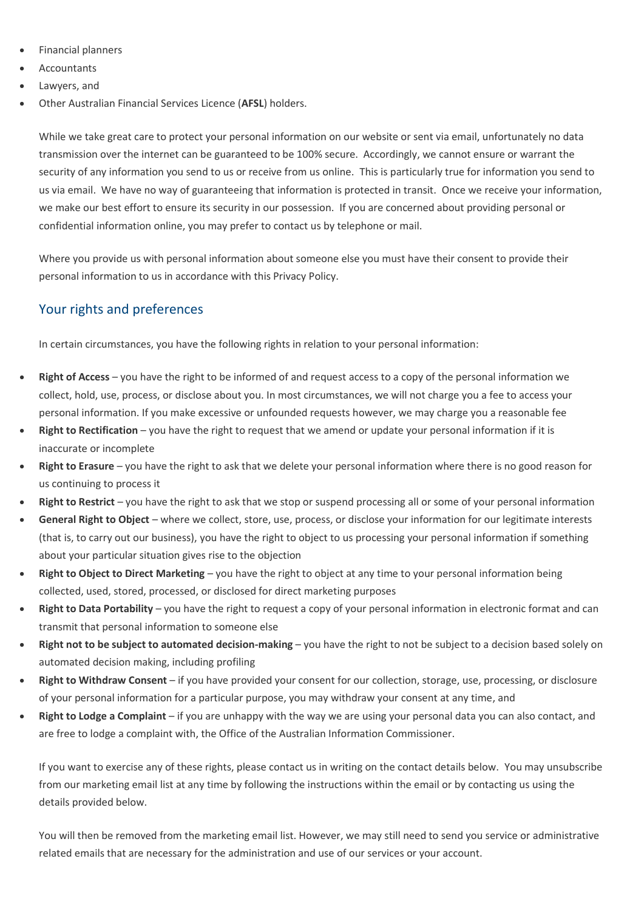- Financial planners
- Accountants
- Lawyers, and
- Other Australian Financial Services Licence (**AFSL**) holders.

While we take great care to protect your personal information on our website or sent via email, unfortunately no data transmission over the internet can be guaranteed to be 100% secure. Accordingly, we cannot ensure or warrant the security of any information you send to us or receive from us online. This is particularly true for information you send to us via email. We have no way of guaranteeing that information is protected in transit. Once we receive your information, we make our best effort to ensure its security in our possession. If you are concerned about providing personal or confidential information online, you may prefer to contact us by telephone or mail.

Where you provide us with personal information about someone else you must have their consent to provide their personal information to us in accordance with this Privacy Policy.

## Your rights and preferences

In certain circumstances, you have the following rights in relation to your personal information:

- **Right of Access** – you have the right to be informed of and request access to a copy of the personal information we collect, hold, use, process, or disclose about you. In most circumstances, we will not charge you a fee to access your personal information. If you make excessive or unfounded requests however, we may charge you a reasonable fee
- **Right to Rectification** – you have the right to request that we amend or update your personal information if it is inaccurate or incomplete
- **Right to Erasure** – you have the right to ask that we delete your personal information where there is no good reason for us continuing to process it
- **Right to Restrict** – you have the right to ask that we stop or suspend processing all or some of your personal information
- **General Right to Object** – where we collect, store, use, process, or disclose your information for our legitimate interests (that is, to carry out our business), you have the right to object to us processing your personal information if something about your particular situation gives rise to the objection
- **Right to Object to Direct Marketing** – you have the right to object at any time to your personal information being collected, used, stored, processed, or disclosed for direct marketing purposes
- **Right to Data Portability** – you have the right to request a copy of your personal information in electronic format and can transmit that personal information to someone else
- **Right not to be subject to automated decision-making** – you have the right to not be subject to a decision based solely on automated decision making, including profiling
- **Right to Withdraw Consent** – if you have provided your consent for our collection, storage, use, processing, or disclosure of your personal information for a particular purpose, you may withdraw your consent at any time, and
- **Right to Lodge a Complaint** – if you are unhappy with the way we are using your personal data you can also contact, and are free to lodge a complaint with, the Office of the Australian Information Commissioner.

If you want to exercise any of these rights, please contact us in writing on the contact details below. You may unsubscribe from our marketing email list at any time by following the instructions within the email or by contacting us using the details provided below.

You will then be removed from the marketing email list. However, we may still need to send you service or administrative related emails that are necessary for the administration and use of our services or your account.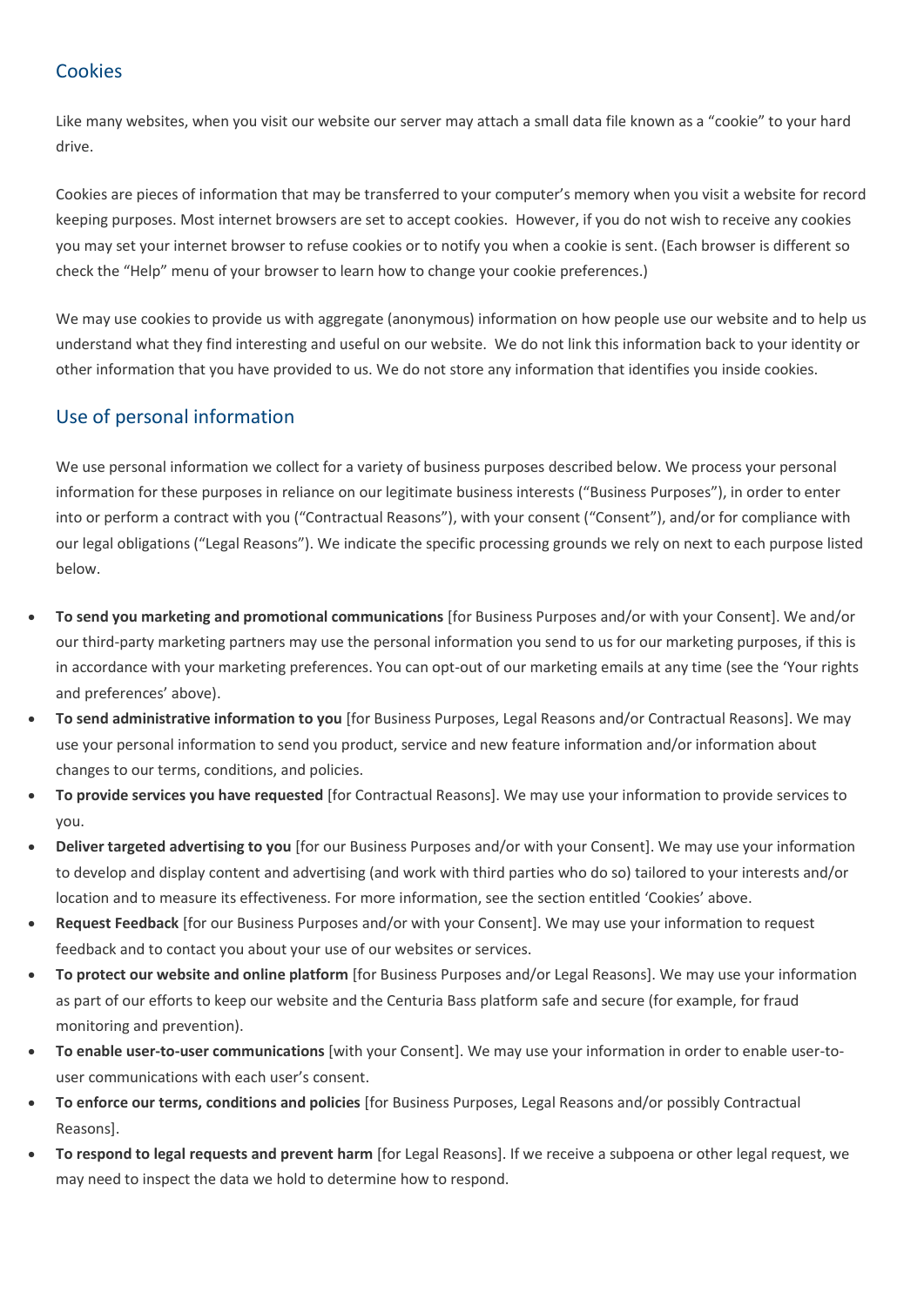## Cookies

Like many websites, when you visit our website our server may attach a small data file known as a "cookie" to your hard drive.

Cookies are pieces of information that may be transferred to your computer's memory when you visit a website for record keeping purposes. Most internet browsers are set to accept cookies. However, if you do not wish to receive any cookies you may set your internet browser to refuse cookies or to notify you when a cookie is sent. (Each browser is different so check the "Help" menu of your browser to learn how to change your cookie preferences.)

We may use cookies to provide us with aggregate (anonymous) information on how people use our website and to help us understand what they find interesting and useful on our website. We do not link this information back to your identity or other information that you have provided to us. We do not store any information that identifies you inside cookies.

## Use of personal information

We use personal information we collect for a variety of business purposes described below. We process your personal information for these purposes in reliance on our legitimate business interests ("Business Purposes"), in order to enter into or perform a contract with you ("Contractual Reasons"), with your consent ("Consent"), and/or for compliance with our legal obligations ("Legal Reasons"). We indicate the specific processing grounds we rely on next to each purpose listed below.

- **To send you marketing and promotional communications** [for Business Purposes and/or with your Consent]. We and/or our third-party marketing partners may use the personal information you send to us for our marketing purposes, if this is in accordance with your marketing preferences. You can opt-out of our marketing emails at any time (see the 'Your rights and preferences' above).
- **To send administrative information to you** [for Business Purposes, Legal Reasons and/or Contractual Reasons]. We may use your personal information to send you product, service and new feature information and/or information about changes to our terms, conditions, and policies.
- **To provide services you have requested** [for Contractual Reasons]. We may use your information to provide services to you.
- **Deliver targeted advertising to you** [for our Business Purposes and/or with your Consent]. We may use your information to develop and display content and advertising (and work with third parties who do so) tailored to your interests and/or location and to measure its effectiveness. For more information, see the section entitled 'Cookies' above.
- **Request Feedback** [for our Business Purposes and/or with your Consent]. We may use your information to request feedback and to contact you about your use of our websites or services.
- **To protect our website and online platform** [for Business Purposes and/or Legal Reasons]. We may use your information as part of our efforts to keep our website and the Centuria Bass platform safe and secure (for example, for fraud monitoring and prevention).
- **To enable user-to-user communications** [with your Consent]. We may use your information in order to enable user-to-user communications with each user's consent.
- **To enforce our terms, conditions and policies** [for Business Purposes, Legal Reasons and/or possibly Contractual Reasons].
- **To respond to legal requests and prevent harm** [for Legal Reasons]. If we receive a subpoena or other legal request, we may need to inspect the data we hold to determine how to respond.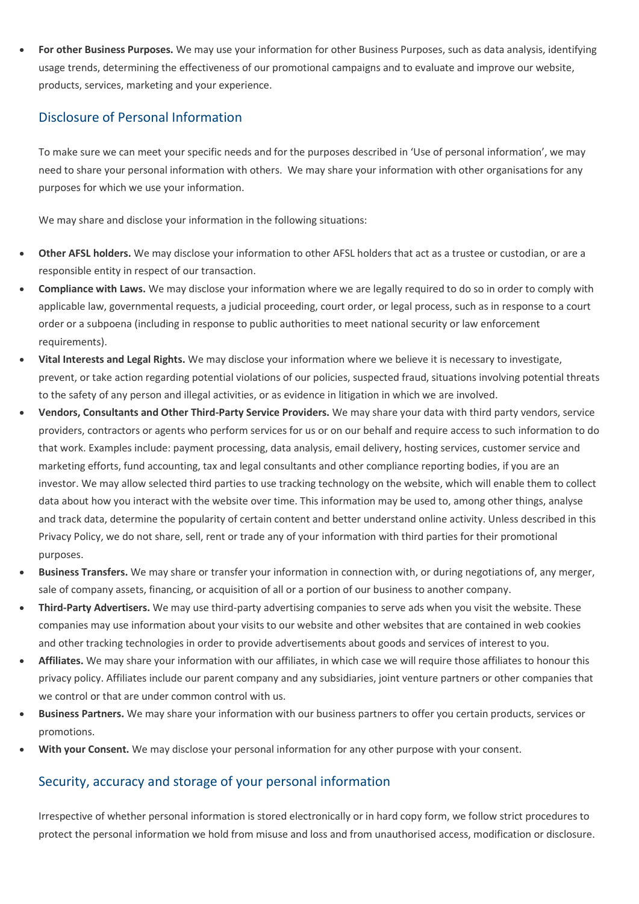- **For other Business Purposes.** We may use your information for other Business Purposes, such as data analysis, identifying usage trends, determining the effectiveness of our promotional campaigns and to evaluate and improve our website, products, services, marketing and your experience.

## Disclosure of Personal Information

To make sure we can meet your specific needs and for the purposes described in 'Use of personal information', we may need to share your personal information with others. We may share your information with other organisations for any purposes for which we use your information.

We may share and disclose your information in the following situations:

- **Other AFSL holders.** We may disclose your information to other AFSL holders that act as a trustee or custodian, or are a responsible entity in respect of our transaction.
- **Compliance with Laws.** We may disclose your information where we are legally required to do so in order to comply with applicable law, governmental requests, a judicial proceeding, court order, or legal process, such as in response to a court order or a subpoena (including in response to public authorities to meet national security or law enforcement requirements).
- **Vital Interests and Legal Rights.** We may disclose your information where we believe it is necessary to investigate, prevent, or take action regarding potential violations of our policies, suspected fraud, situations involving potential threats to the safety of any person and illegal activities, or as evidence in litigation in which we are involved.
- **Vendors, Consultants and Other Third-Party Service Providers.** We may share your data with third party vendors, service providers, contractors or agents who perform services for us or on our behalf and require access to such information to do that work. Examples include: payment processing, data analysis, email delivery, hosting services, customer service and marketing efforts, fund accounting, tax and legal consultants and other compliance reporting bodies, if you are an investor. We may allow selected third parties to use tracking technology on the website, which will enable them to collect data about how you interact with the website over time. This information may be used to, among other things, analyse and track data, determine the popularity of certain content and better understand online activity. Unless described in this Privacy Policy, we do not share, sell, rent or trade any of your information with third parties for their promotional purposes.
- **Business Transfers.** We may share or transfer your information in connection with, or during negotiations of, any merger, sale of company assets, financing, or acquisition of all or a portion of our business to another company.
- **Third-Party Advertisers.** We may use third-party advertising companies to serve ads when you visit the website. These companies may use information about your visits to our website and other websites that are contained in web cookies and other tracking technologies in order to provide advertisements about goods and services of interest to you.
- **Affiliates.** We may share your information with our affiliates, in which case we will require those affiliates to honour this privacy policy. Affiliates include our parent company and any subsidiaries, joint venture partners or other companies that we control or that are under common control with us.
- **Business Partners.** We may share your information with our business partners to offer you certain products, services or promotions.
- **With your Consent.** We may disclose your personal information for any other purpose with your consent.

## Security, accuracy and storage of your personal information

Irrespective of whether personal information is stored electronically or in hard copy form, we follow strict procedures to protect the personal information we hold from misuse and loss and from unauthorised access, modification or disclosure.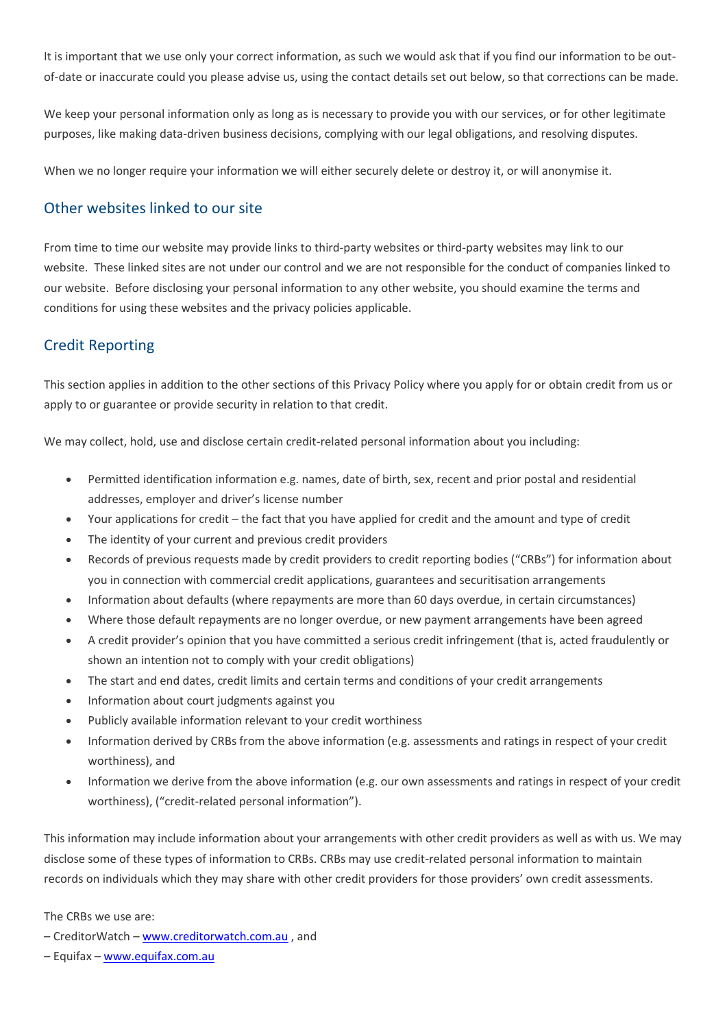It is important that we use only your correct information, as such we would ask that if you find our information to be out-of-date or inaccurate could you please advise us, using the contact details set out below, so that corrections can be made.

We keep your personal information only as long as is necessary to provide you with our services, or for other legitimate purposes, like making data-driven business decisions, complying with our legal obligations, and resolving disputes.

When we no longer require your information we will either securely delete or destroy it, or will anonymise it.

## Other websites linked to our site

From time to time our website may provide links to third-party websites or third-party websites may link to our website. These linked sites are not under our control and we are not responsible for the conduct of companies linked to our website. Before disclosing your personal information to any other website, you should examine the terms and conditions for using these websites and the privacy policies applicable.

## Credit Reporting

This section applies in addition to the other sections of this Privacy Policy where you apply for or obtain credit from us or apply to or guarantee or provide security in relation to that credit.

We may collect, hold, use and disclose certain credit-related personal information about you including:

- Permitted identification information e.g. names, date of birth, sex, recent and prior postal and residential addresses, employer and driver's license number
- Your applications for credit – the fact that you have applied for credit and the amount and type of credit
- The identity of your current and previous credit providers
- Records of previous requests made by credit providers to credit reporting bodies ("CRBs") for information about you in connection with commercial credit applications, guarantees and securitisation arrangements
- Information about defaults (where repayments are more than 60 days overdue, in certain circumstances)
- Where those default repayments are no longer overdue, or new payment arrangements have been agreed
- A credit provider's opinion that you have committed a serious credit infringement (that is, acted fraudulently or shown an intention not to comply with your credit obligations)
- The start and end dates, credit limits and certain terms and conditions of your credit arrangements
- Information about court judgments against you
- Publicly available information relevant to your credit worthiness
- Information derived by CRBs from the above information (e.g. assessments and ratings in respect of your credit worthiness), and
- Information we derive from the above information (e.g. our own assessments and ratings in respect of your credit worthiness), ("credit-related personal information").

This information may include information about your arrangements with other credit providers as well as with us. We may disclose some of these types of information to CRBs. CRBs may use credit-related personal information to maintain records on individuals which they may share with other credit providers for those providers' own credit assessments.

The CRBs we use are:

– CreditorWatch – www.creditorwatch.com.au , and

– Equifax – www.equifax.com.au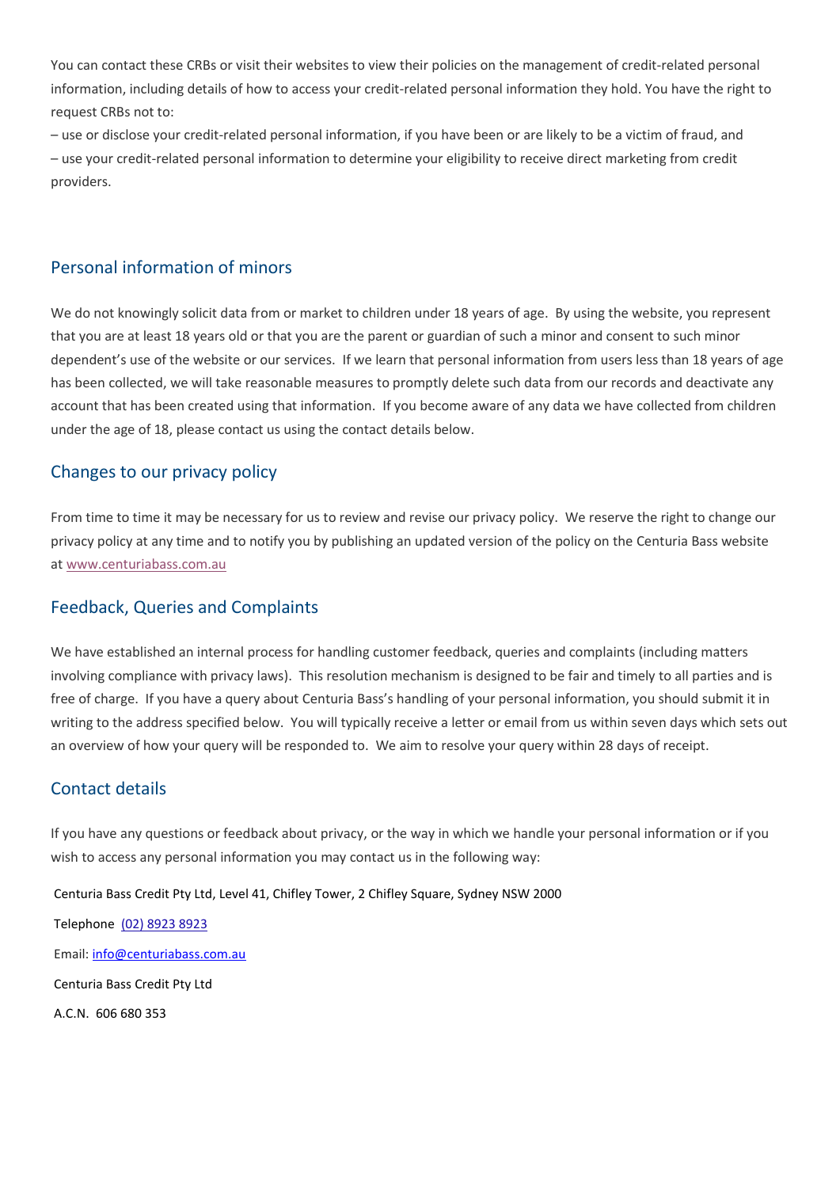You can contact these CRBs or visit their websites to view their policies on the management of credit-related personal information, including details of how to access your credit-related personal information they hold. You have the right to request CRBs not to:

– use or disclose your credit-related personal information, if you have been or are likely to be a victim of fraud, and

– use your credit-related personal information to determine your eligibility to receive direct marketing from credit providers.

## Personal information of minors

We do not knowingly solicit data from or market to children under 18 years of age. By using the website, you represent that you are at least 18 years old or that you are the parent or guardian of such a minor and consent to such minor dependent's use of the website or our services. If we learn that personal information from users less than 18 years of age has been collected, we will take reasonable measures to promptly delete such data from our records and deactivate any account that has been created using that information. If you become aware of any data we have collected from children under the age of 18, please contact us using the contact details below.

## Changes to our privacy policy

From time to time it may be necessary for us to review and revise our privacy policy. We reserve the right to change our privacy policy at any time and to notify you by publishing an updated version of the policy on the Centuria Bass website at www.centuriabass.com.au

## Feedback, Queries and Complaints

We have established an internal process for handling customer feedback, queries and complaints (including matters involving compliance with privacy laws). This resolution mechanism is designed to be fair and timely to all parties and is free of charge. If you have a query about Centuria Bass's handling of your personal information, you should submit it in writing to the address specified below. You will typically receive a letter or email from us within seven days which sets out an overview of how your query will be responded to. We aim to resolve your query within 28 days of receipt.

## Contact details

If you have any questions or feedback about privacy, or the way in which we handle your personal information or if you wish to access any personal information you may contact us in the following way:

Centuria Bass Credit Pty Ltd, Level 41, Chifley Tower, 2 Chifley Square, Sydney NSW 2000

Telephone (02) 8923 8923

Email: info@centuriabass.com.au

Centuria Bass Credit Pty Ltd

A.C.N. 606 680 353